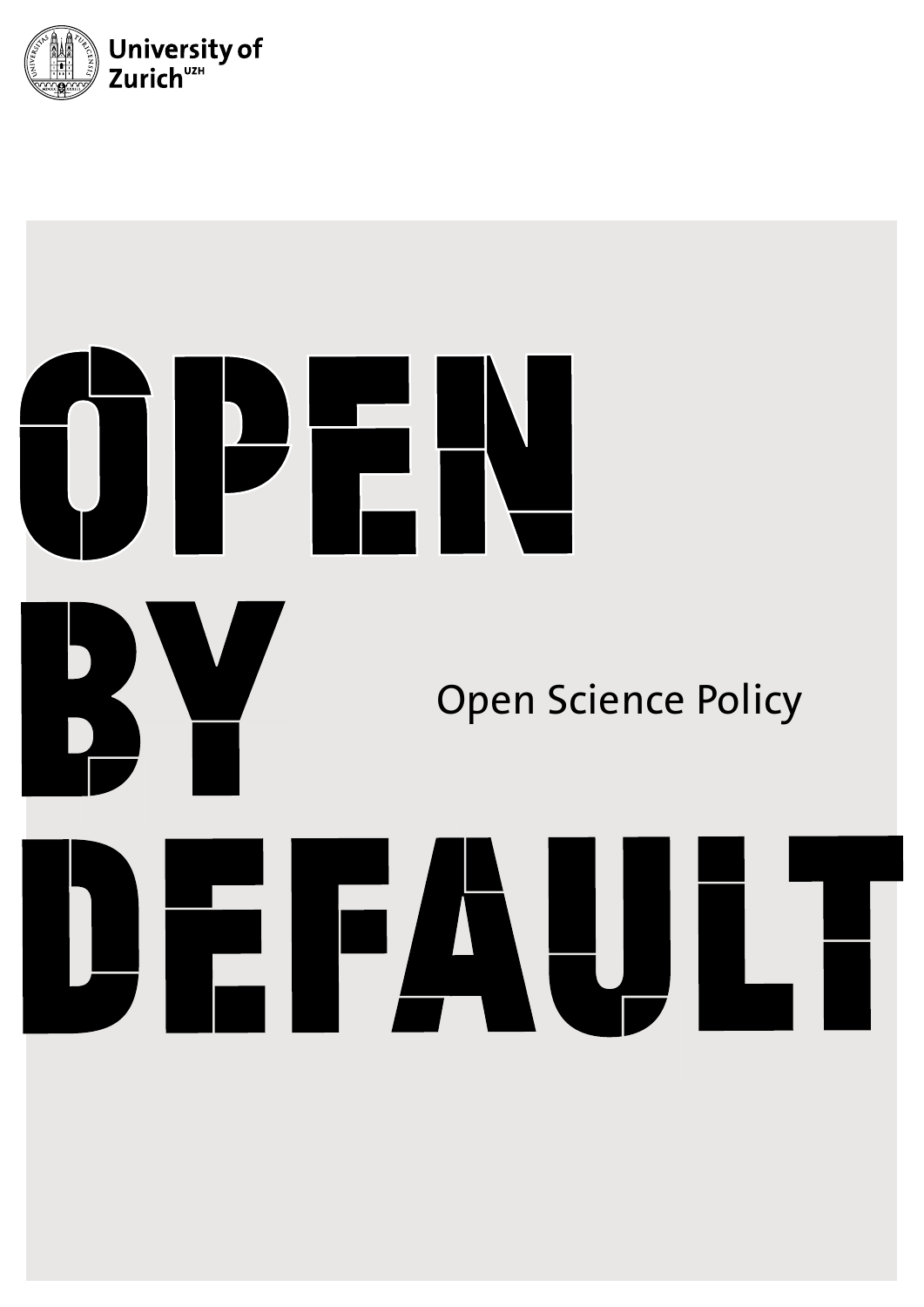University of Zurich[UZH]

# OPEN BY DEFAULT

## Open Science Policy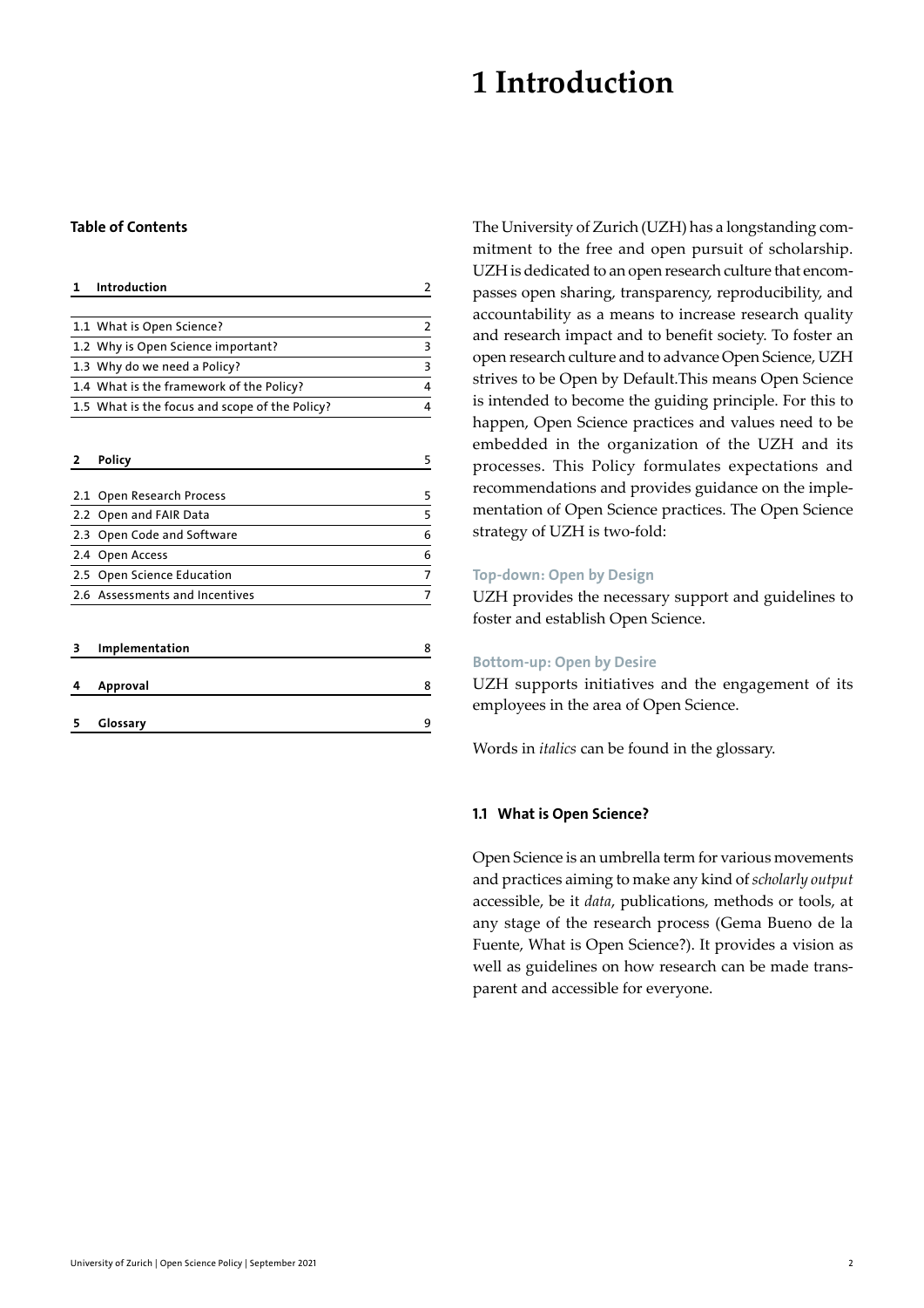# 1 Introduction

**Table of Contents**

| | | |
|---|---|---|
| **1** | **Introduction** | 2 |
| 1.1 | What is Open Science? | 2 |
| 1.2 | Why is Open Science important? | 3 |
| 1.3 | Why do we need a Policy? | 3 |
| 1.4 | What is the framework of the Policy? | 4 |
| 1.5 | What is the focus and scope of the Policy? | 4 |
| **2** | **Policy** | 5 |
| 2.1 | Open Research Process | 5 |
| 2.2 | Open and FAIR Data | 5 |
| 2.3 | Open Code and Software | 6 |
| 2.4 | Open Access | 6 |
| 2.5 | Open Science Education | 7 |
| 2.6 | Assessments and Incentives | 7 |
| **3** | **Implementation** | 8 |
| **4** | **Approval** | 8 |
| **5** | **Glossary** | 9 |

The University of Zurich (UZH) has a longstanding commitment to the free and open pursuit of scholarship. UZH is dedicated to an open research culture that encompasses open sharing, transparency, reproducibility, and accountability as a means to increase research quality and research impact and to benefit society. To foster an open research culture and to advance Open Science, UZH strives to be Open by Default.This means Open Science is intended to become the guiding principle. For this to happen, Open Science practices and values need to be embedded in the organization of the UZH and its processes. This Policy formulates expectations and recommendations and provides guidance on the implementation of Open Science practices. The Open Science strategy of UZH is two-fold:

**Top-down: Open by Design**

UZH provides the necessary support and guidelines to foster and establish Open Science.

**Bottom-up: Open by Desire**

UZH supports initiatives and the engagement of its employees in the area of Open Science.

Words in *italics* can be found in the glossary.

### 1.1 What is Open Science?

Open Science is an umbrella term for various movements and practices aiming to make any kind of *scholarly output* accessible, be it *data*, publications, methods or tools, at any stage of the research process (Gema Bueno de la Fuente, What is Open Science?). It provides a vision as well as guidelines on how research can be made transparent and accessible for everyone.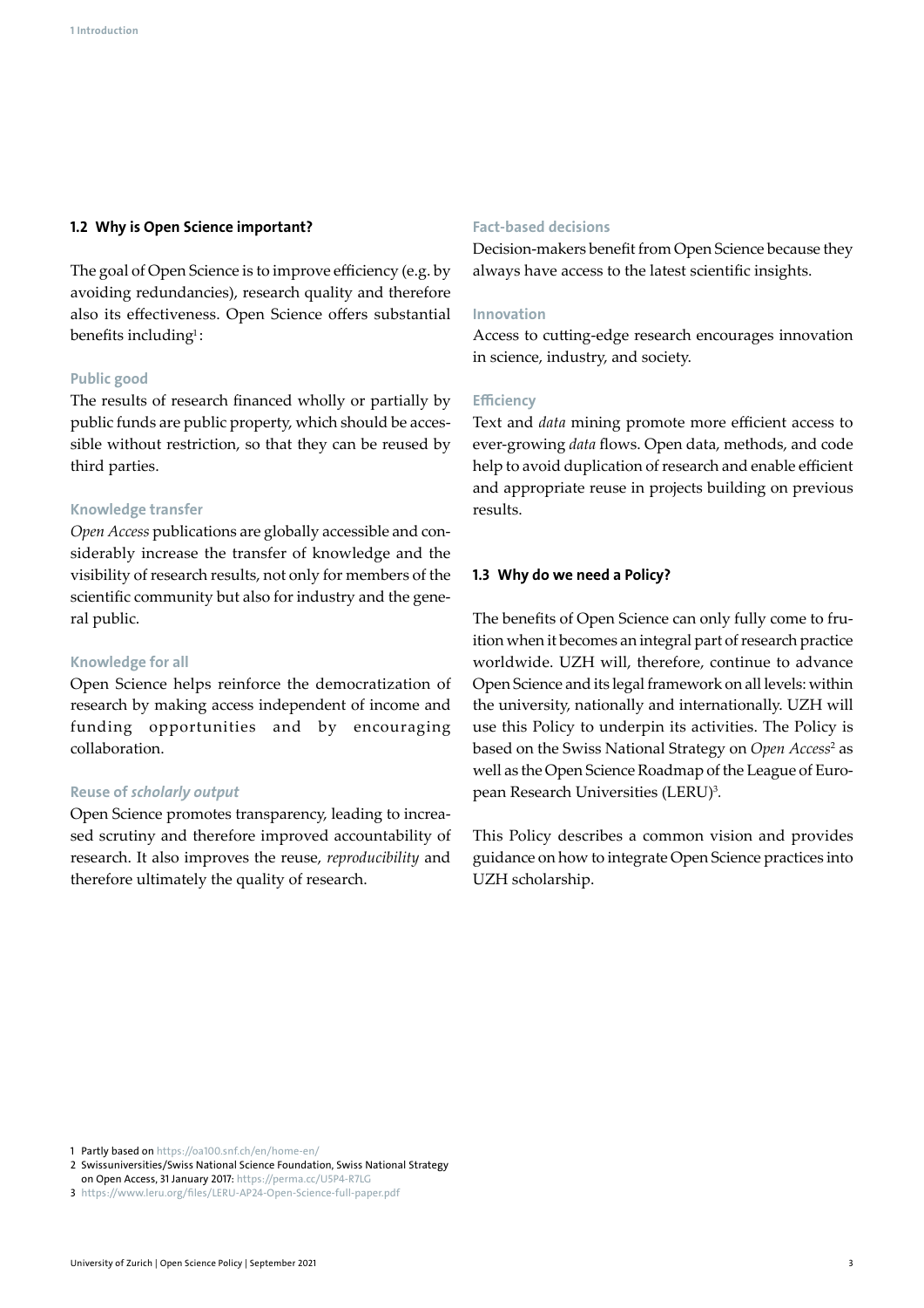## 1.2 Why is Open Science important?

The goal of Open Science is to improve efficiency (e.g. by avoiding redundancies), research quality and therefore also its effectiveness. Open Science offers substantial benefits including[1]:

### Public good

The results of research financed wholly or partially by public funds are public property, which should be accessible without restriction, so that they can be reused by third parties.

### Knowledge transfer

*Open Access* publications are globally accessible and considerably increase the transfer of knowledge and the visibility of research results, not only for members of the scientific community but also for industry and the general public.

### Knowledge for all

Open Science helps reinforce the democratization of research by making access independent of income and funding opportunities and by encouraging collaboration.

### Reuse of *scholarly output*

Open Science promotes transparency, leading to increased scrutiny and therefore improved accountability of research. It also improves the reuse, *reproducibility* and therefore ultimately the quality of research.

### Fact-based decisions

Decision-makers benefit from Open Science because they always have access to the latest scientific insights.

### Innovation

Access to cutting-edge research encourages innovation in science, industry, and society.

### Efficiency

Text and *data* mining promote more efficient access to ever-growing *data* flows. Open data, methods, and code help to avoid duplication of research and enable efficient and appropriate reuse in projects building on previous results.

## 1.3 Why do we need a Policy?

The benefits of Open Science can only fully come to fruition when it becomes an integral part of research practice worldwide. UZH will, therefore, continue to advance Open Science and its legal framework on all levels: within the university, nationally and internationally. UZH will use this Policy to underpin its activities. The Policy is based on the Swiss National Strategy on *Open Access*[2] as well as the Open Science Roadmap of the League of European Research Universities (LERU)[3].

This Policy describes a common vision and provides guidance on how to integrate Open Science practices into UZH scholarship.

---

1 Partly based on https://oa100.snf.ch/en/home-en/

2 Swissuniversities/Swiss National Science Foundation, Swiss National Strategy on Open Access, 31 January 2017: https://perma.cc/U5P4-R7LG

3 https://www.leru.org/files/LERU-AP24-Open-Science-full-paper.pdf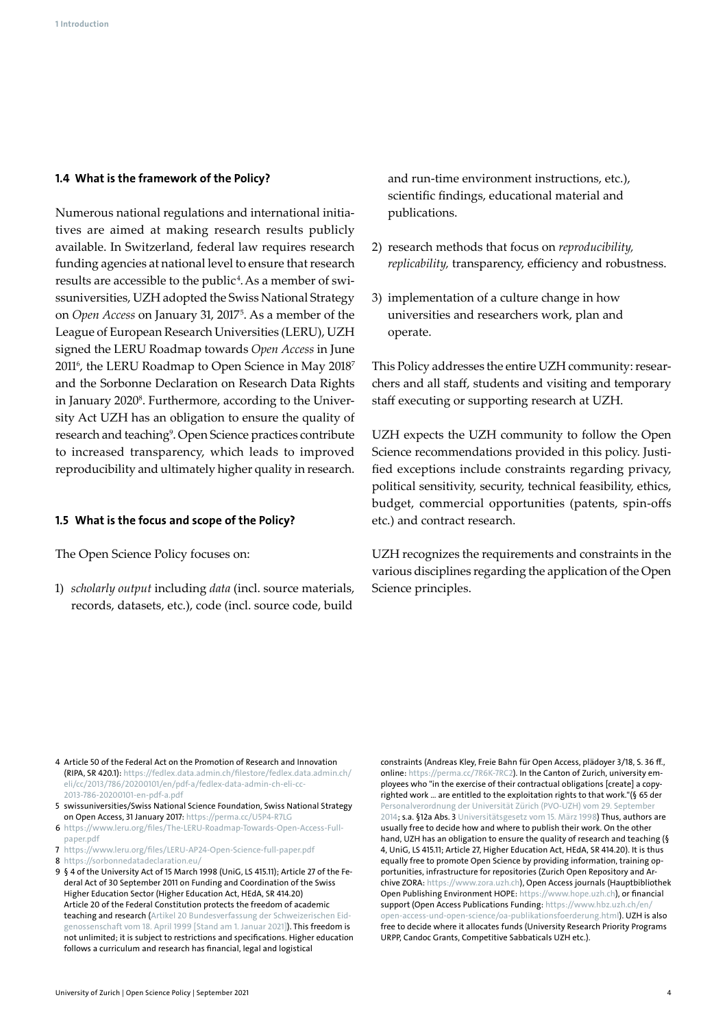## 1.4 What is the framework of the Policy?

Numerous national regulations and international initiatives are aimed at making research results publicly available. In Switzerland, federal law requires research funding agencies at national level to ensure that research results are accessible to the public[4]. As a member of swissuniversities, UZH adopted the Swiss National Strategy on *Open Access* on January 31, 2017[5]. As a member of the League of European Research Universities (LERU), UZH signed the LERU Roadmap towards *Open Access* in June 2011[6], the LERU Roadmap to Open Science in May 2018[7] and the Sorbonne Declaration on Research Data Rights in January 2020[8]. Furthermore, according to the University Act UZH has an obligation to ensure the quality of research and teaching[9]. Open Science practices contribute to increased transparency, which leads to improved reproducibility and ultimately higher quality in research.

## 1.5 What is the focus and scope of the Policy?

The Open Science Policy focuses on:

1) *scholarly output* including *data* (incl. source materials, records, datasets, etc.), code (incl. source code, build and run-time environment instructions, etc.), scientific findings, educational material and publications.

2) research methods that focus on *reproducibility, replicability,* transparency, efficiency and robustness.

3) implementation of a culture change in how universities and researchers work, plan and operate.

This Policy addresses the entire UZH community: researchers and all staff, students and visiting and temporary staff executing or supporting research at UZH.

UZH expects the UZH community to follow the Open Science recommendations provided in this policy. Justified exceptions include constraints regarding privacy, political sensitivity, security, technical feasibility, ethics, budget, commercial opportunities (patents, spin-offs etc.) and contract research.

UZH recognizes the requirements and constraints in the various disciplines regarding the application of the Open Science principles.

---

4 Article 50 of the Federal Act on the Promotion of Research and Innovation (RIPA, SR 420.1): https://fedlex.data.admin.ch/filestore/fedlex.data.admin.ch/eli/cc/2013/786/20200101/en/pdf-a/fedlex-data-admin-ch-eli-cc-2013-786-20200101-en-pdf-a.pdf

5 swissuniversities/Swiss National Science Foundation, Swiss National Strategy on Open Access, 31 January 2017: https://perma.cc/U5P4-R7LG

6 https://www.leru.org/files/The-LERU-Roadmap-Towards-Open-Access-Full-paper.pdf

7 https://www.leru.org/files/LERU-AP24-Open-Science-full-paper.pdf

8 https://sorbonnedatadeclaration.eu/

9 § 4 of the University Act of 15 March 1998 (UniG, LS 415.11); Article 27 of the Federal Act of 30 September 2011 on Funding and Coordination of the Swiss Higher Education Sector (Higher Education Act, HEdA, SR 414.20) Article 20 of the Federal Constitution protects the freedom of academic teaching and research (Artikel 20 Bundesverfassung der Schweizerischen Eidgenossenschaft vom 18. April 1999 [Stand am 1. Januar 2021]). This freedom is not unlimited; it is subject to restrictions and specifications. Higher education follows a curriculum and research has financial, legal and logistical constraints (Andreas Kley, Freie Bahn für Open Access, plädoyer 3/18, S. 36 ff., online: https://perma.cc/7R6K-7RC2). In the Canton of Zurich, university employees who "in the exercise of their contractual obligations [create] a copyrighted work ... are entitled to the exploitation rights to that work."(§ 65 der Personalverordnung der Universität Zürich (PVO-UZH) vom 29. September 2014; s.a. §12a Abs. 3 Universitätsgesetz vom 15. März 1998) Thus, authors are usually free to decide how and where to publish their work. On the other hand, UZH has an obligation to ensure the quality of research and teaching (§ 4, UniG, LS 415.11; Article 27, Higher Education Act, HEdA, SR 414.20). It is thus equally free to promote Open Science by providing information, training opportunities, infrastructure for repositories (Zurich Open Repository and Archive ZORA: https://www.zora.uzh.ch), Open Access journals (Hauptbibliothek Open Publishing Environment HOPE: https://www.hope.uzh.ch), or financial support (Open Access Publications Funding: https://www.hbz.uzh.ch/en/open-access-und-open-science/oa-publikationsfoerderung.html). UZH is also free to decide where it allocates funds (University Research Priority Programs URPP, Candoc Grants, Competitive Sabbaticals UZH etc.).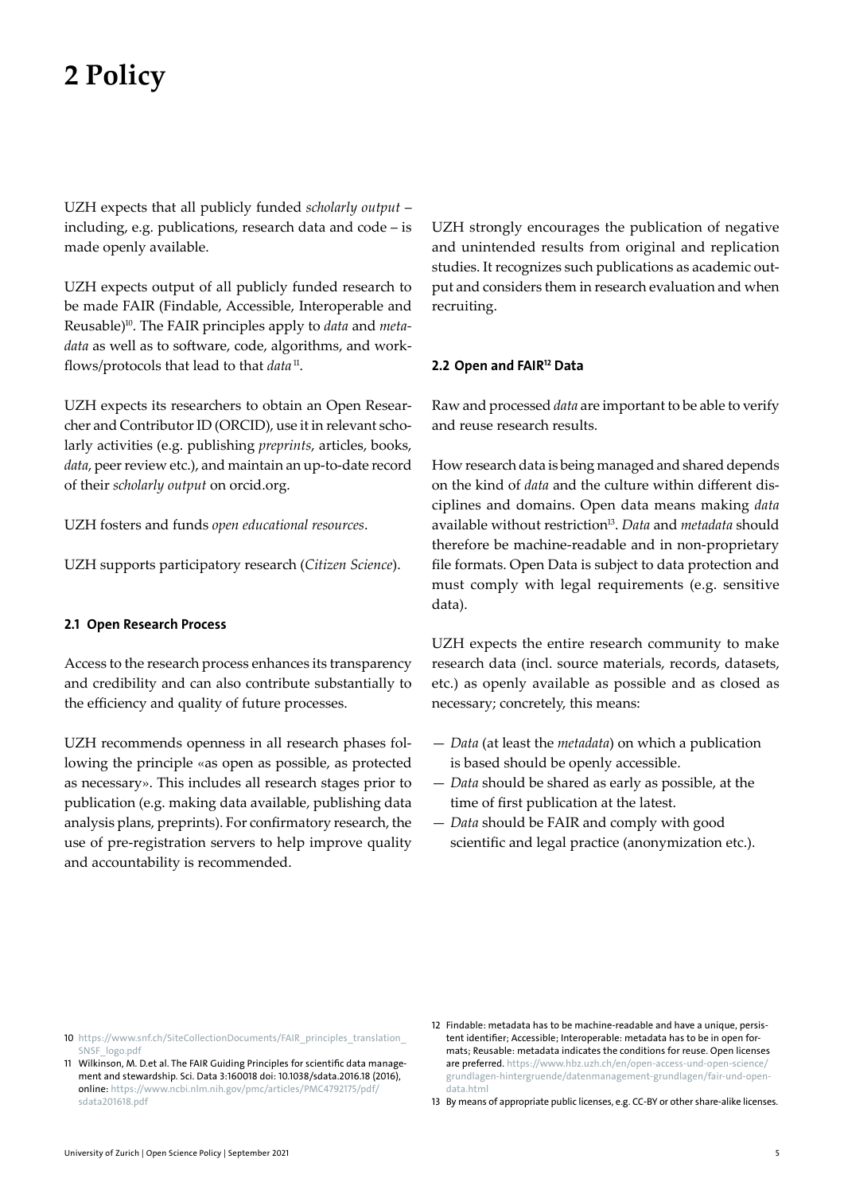# 2 Policy

UZH expects that all publicly funded *scholarly output* – including, e.g. publications, research data and code – is made openly available.

UZH expects output of all publicly funded research to be made FAIR (Findable, Accessible, Interoperable and Reusable)[10]. The FAIR principles apply to *data* and *metadata* as well as to software, code, algorithms, and workflows/protocols that lead to that *data*[11].

UZH expects its researchers to obtain an Open Researcher and Contributor ID (ORCID), use it in relevant scholarly activities (e.g. publishing *preprints*, articles, books, *data*, peer review etc.), and maintain an up-to-date record of their *scholarly output* on orcid.org.

UZH fosters and funds *open educational resources*.

UZH supports participatory research (*Citizen Science*).

### 2.1 Open Research Process

Access to the research process enhances its transparency and credibility and can also contribute substantially to the efficiency and quality of future processes.

UZH recommends openness in all research phases following the principle «as open as possible, as protected as necessary». This includes all research stages prior to publication (e.g. making data available, publishing data analysis plans, preprints). For confirmatory research, the use of pre-registration servers to help improve quality and accountability is recommended.

UZH strongly encourages the publication of negative and unintended results from original and replication studies. It recognizes such publications as academic output and considers them in research evaluation and when recruiting.

### 2.2 Open and FAIR[12] Data

Raw and processed *data* are important to be able to verify and reuse research results.

How research data is being managed and shared depends on the kind of *data* and the culture within different disciplines and domains. Open data means making *data* available without restriction[13]. *Data* and *metadata* should therefore be machine-readable and in non-proprietary file formats. Open Data is subject to data protection and must comply with legal requirements (e.g. sensitive data).

UZH expects the entire research community to make research data (incl. source materials, records, datasets, etc.) as openly available as possible and as closed as necessary; concretely, this means:

- *Data* (at least the *metadata*) on which a publication is based should be openly accessible.
- *Data* should be shared as early as possible, at the time of first publication at the latest.
- *Data* should be FAIR and comply with good scientific and legal practice (anonymization etc.).

---

10 https://www.snf.ch/SiteCollectionDocuments/FAIR_principles_translation_SNSF_logo.pdf

11 Wilkinson, M. D.et al. The FAIR Guiding Principles for scientific data management and stewardship. Sci. Data 3:160018 doi: 10.1038/sdata.2016.18 (2016), online: https://www.ncbi.nlm.nih.gov/pmc/articles/PMC4792175/pdf/sdata201618.pdf

12 Findable: metadata has to be machine-readable and have a unique, persistent identifier; Accessible; Interoperable: metadata has to be in open formats; Reusable: metadata indicates the conditions for reuse. Open licenses are preferred. https://www.hbz.uzh.ch/en/open-access-und-open-science/grundlagen-hintergruende/datenmanagement-grundlagen/fair-und-open-data.html

13 By means of appropriate public licenses, e.g. CC-BY or other share-alike licenses.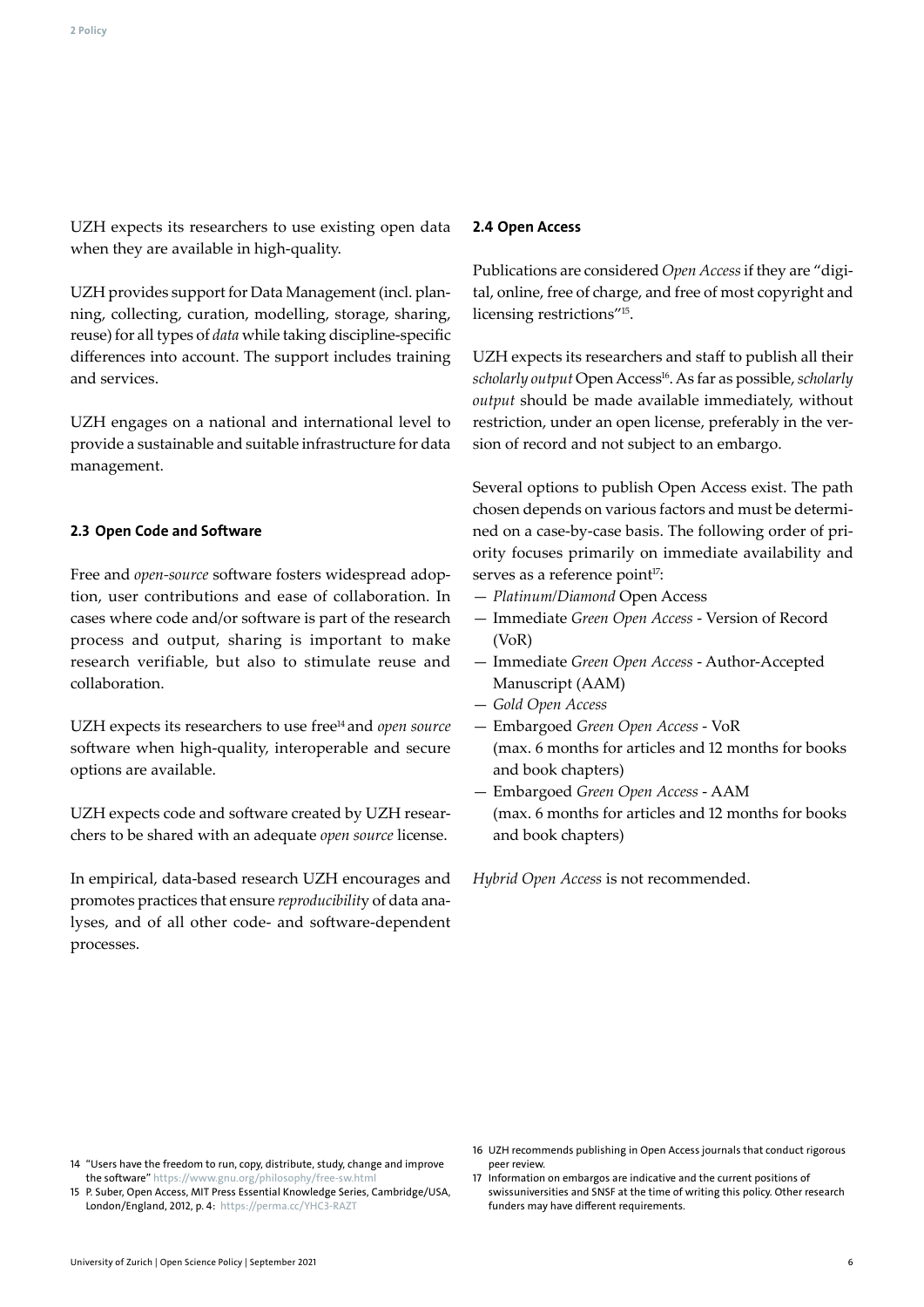UZH expects its researchers to use existing open data when they are available in high-quality.

UZH provides support for Data Management (incl. planning, collecting, curation, modelling, storage, sharing, reuse) for all types of *data* while taking discipline-specific differences into account. The support includes training and services.

UZH engages on a national and international level to provide a sustainable and suitable infrastructure for data management.

### 2.3 Open Code and Software

Free and *open-source* software fosters widespread adoption, user contributions and ease of collaboration. In cases where code and/or software is part of the research process and output, sharing is important to make research verifiable, but also to stimulate reuse and collaboration.

UZH expects its researchers to use free[14] and *open source* software when high-quality, interoperable and secure options are available.

UZH expects code and software created by UZH researchers to be shared with an adequate *open source* license.

In empirical, data-based research UZH encourages and promotes practices that ensure *reproducibility* of data analyses, and of all other code- and software-dependent processes.

### 2.4 Open Access

Publications are considered *Open Access* if they are "digital, online, free of charge, and free of most copyright and licensing restrictions"[15].

UZH expects its researchers and staff to publish all their *scholarly output* Open Access[16]. As far as possible, *scholarly output* should be made available immediately, without restriction, under an open license, preferably in the version of record and not subject to an embargo.

Several options to publish Open Access exist. The path chosen depends on various factors and must be determined on a case-by-case basis. The following order of priority focuses primarily on immediate availability and serves as a reference point[17]:

- *Platinum/Diamond* Open Access
- Immediate *Green Open Access* - Version of Record (VoR)
- Immediate *Green Open Access* - Author-Accepted Manuscript (AAM)
- *Gold Open Access*
- Embargoed *Green Open Access* - VoR (max. 6 months for articles and 12 months for books and book chapters)
- Embargoed *Green Open Access* - AAM (max. 6 months for articles and 12 months for books and book chapters)

*Hybrid Open Access* is not recommended.

---

14 "Users have the freedom to run, copy, distribute, study, change and improve the software" https://www.gnu.org/philosophy/free-sw.html

15 P. Suber, Open Access, MIT Press Essential Knowledge Series, Cambridge/USA, London/England, 2012, p. 4: https://perma.cc/YHC3-RAZT

16 UZH recommends publishing in Open Access journals that conduct rigorous peer review.

17 Information on embargos are indicative and the current positions of swissuniversities and SNSF at the time of writing this policy. Other research funders may have different requirements.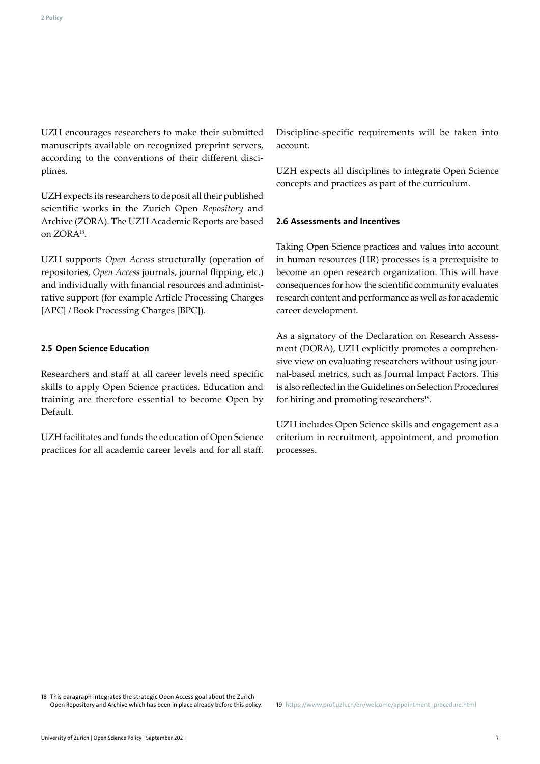UZH encourages researchers to make their submitted manuscripts available on recognized preprint servers, according to the conventions of their different disciplines.

UZH expects its researchers to deposit all their published scientific works in the Zurich Open *Repository* and Archive (ZORA). The UZH Academic Reports are based on ZORA[18].

UZH supports *Open Access* structurally (operation of repositories, *Open Access* journals, journal flipping, etc.) and individually with financial resources and administrative support (for example Article Processing Charges [APC] / Book Processing Charges [BPC]).

### 2.5 Open Science Education

Researchers and staff at all career levels need specific skills to apply Open Science practices. Education and training are therefore essential to become Open by Default.

UZH facilitates and funds the education of Open Science practices for all academic career levels and for all staff. Discipline-specific requirements will be taken into account.

UZH expects all disciplines to integrate Open Science concepts and practices as part of the curriculum.

### 2.6 Assessments and Incentives

Taking Open Science practices and values into account in human resources (HR) processes is a prerequisite to become an open research organization. This will have consequences for how the scientific community evaluates research content and performance as well as for academic career development.

As a signatory of the Declaration on Research Assessment (DORA), UZH explicitly promotes a comprehensive view on evaluating researchers without using journal-based metrics, such as Journal Impact Factors. This is also reflected in the Guidelines on Selection Procedures for hiring and promoting researchers[19].

UZH includes Open Science skills and engagement as a criterium in recruitment, appointment, and promotion processes.

18 This paragraph integrates the strategic Open Access goal about the Zurich Open Repository and Archive which has been in place already before this policy.

19 https://www.prof.uzh.ch/en/welcome/appointment_procedure.html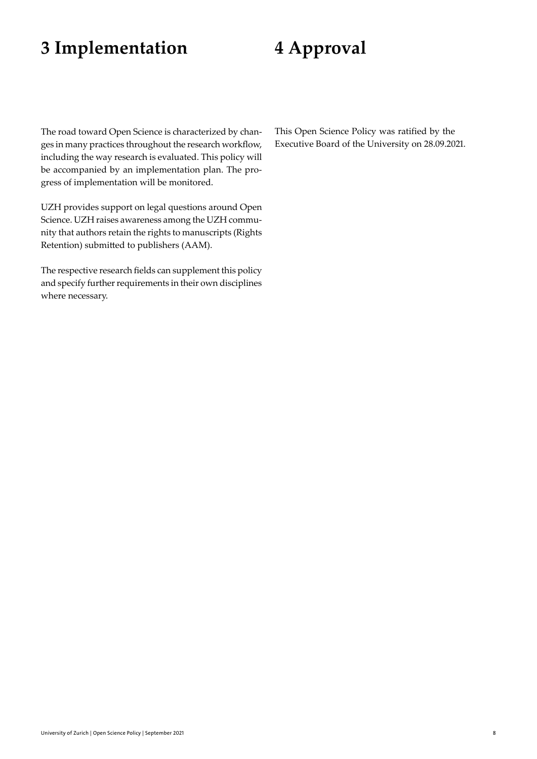# 3 Implementation

The road toward Open Science is characterized by changes in many practices throughout the research workflow, including the way research is evaluated. This policy will be accompanied by an implementation plan. The progress of implementation will be monitored.

UZH provides support on legal questions around Open Science. UZH raises awareness among the UZH community that authors retain the rights to manuscripts (Rights Retention) submitted to publishers (AAM).

The respective research fields can supplement this policy and specify further requirements in their own disciplines where necessary.

# 4 Approval

This Open Science Policy was ratified by the Executive Board of the University on 28.09.2021.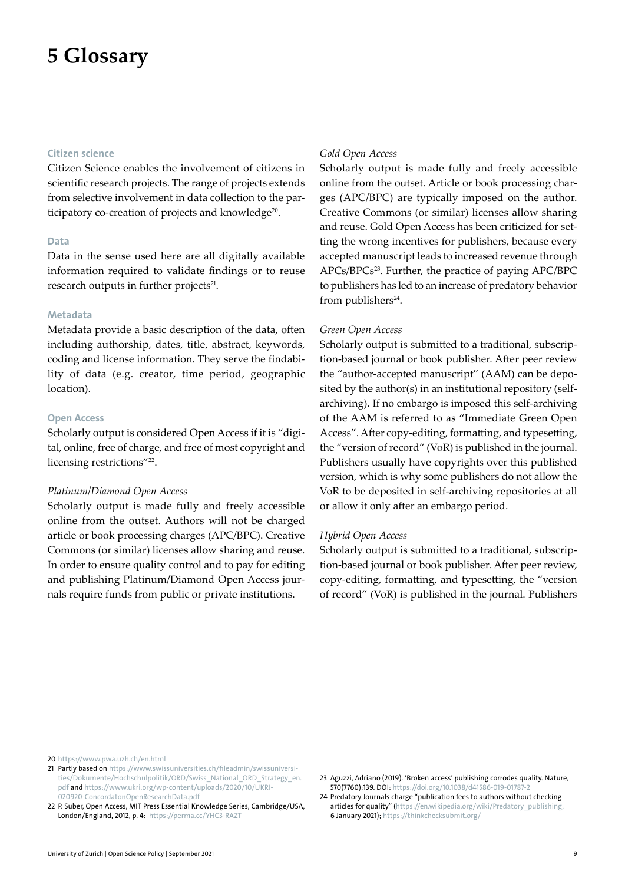# 5 Glossary

### Citizen science

Citizen Science enables the involvement of citizens in scientific research projects. The range of projects extends from selective involvement in data collection to the participatory co-creation of projects and knowledge[20].

### Data

Data in the sense used here are all digitally available information required to validate findings or to reuse research outputs in further projects[21].

### Metadata

Metadata provide a basic description of the data, often including authorship, dates, title, abstract, keywords, coding and license information. They serve the findability of data (e.g. creator, time period, geographic location).

### Open Access

Scholarly output is considered Open Access if it is "digital, online, free of charge, and free of most copyright and licensing restrictions"[22].

*Platinum/Diamond Open Access*

Scholarly output is made fully and freely accessible online from the outset. Authors will not be charged article or book processing charges (APC/BPC). Creative Commons (or similar) licenses allow sharing and reuse. In order to ensure quality control and to pay for editing and publishing Platinum/Diamond Open Access journals require funds from public or private institutions.

*Gold Open Access*

Scholarly output is made fully and freely accessible online from the outset. Article or book processing charges (APC/BPC) are typically imposed on the author. Creative Commons (or similar) licenses allow sharing and reuse. Gold Open Access has been criticized for setting the wrong incentives for publishers, because every accepted manuscript leads to increased revenue through APCs/BPCs[23]. Further, the practice of paying APC/BPC to publishers has led to an increase of predatory behavior from publishers[24].

*Green Open Access*

Scholarly output is submitted to a traditional, subscription-based journal or book publisher. After peer review the "author-accepted manuscript" (AAM) can be deposited by the author(s) in an institutional repository (self-archiving). If no embargo is imposed this self-archiving of the AAM is referred to as "Immediate Green Open Access". After copy-editing, formatting, and typesetting, the "version of record" (VoR) is published in the journal. Publishers usually have copyrights over this published version, which is why some publishers do not allow the VoR to be deposited in self-archiving repositories at all or allow it only after an embargo period.

*Hybrid Open Access*

Scholarly output is submitted to a traditional, subscription-based journal or book publisher. After peer review, copy-editing, formatting, and typesetting, the "version of record" (VoR) is published in the journal. Publishers

---

20 https://www.pwa.uzh.ch/en.html

21 Partly based on https://www.swissuniversities.ch/fileadmin/swissuniversities/Dokumente/Hochschulpolitik/ORD/Swiss_National_ORD_Strategy_en.pdf and https://www.ukri.org/wp-content/uploads/2020/10/UKRI-020920-ConcordatonOpenResearchData.pdf

22 P. Suber, Open Access, MIT Press Essential Knowledge Series, Cambridge/USA, London/England, 2012, p. 4: https://perma.cc/YHC3-RAZT

23 Aguzzi, Adriano (2019). 'Broken access' publishing corrodes quality. Nature, 570(7760):139. DOI: https://doi.org/10.1038/d41586-019-01787-2

24 Predatory Journals charge "publication fees to authors without checking articles for quality" (https://en.wikipedia.org/wiki/Predatory_publishing, 6 January 2021); https://thinkchecksubmit.org/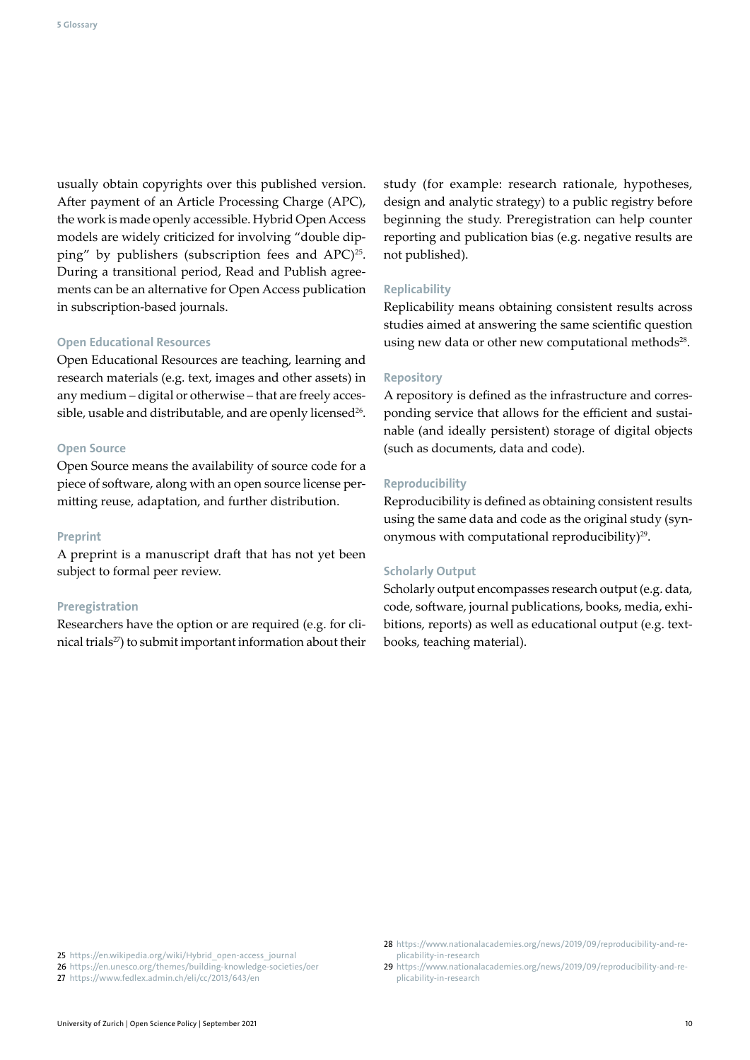usually obtain copyrights over this published version. After payment of an Article Processing Charge (APC), the work is made openly accessible. Hybrid Open Access models are widely criticized for involving "double dipping" by publishers (subscription fees and APC)[25]. During a transitional period, Read and Publish agreements can be an alternative for Open Access publication in subscription-based journals.

### Open Educational Resources

Open Educational Resources are teaching, learning and research materials (e.g. text, images and other assets) in any medium – digital or otherwise – that are freely accessible, usable and distributable, and are openly licensed[26].

### Open Source

Open Source means the availability of source code for a piece of software, along with an open source license permitting reuse, adaptation, and further distribution.

### Preprint

A preprint is a manuscript draft that has not yet been subject to formal peer review.

### Preregistration

Researchers have the option or are required (e.g. for clinical trials[27]) to submit important information about their study (for example: research rationale, hypotheses, design and analytic strategy) to a public registry before beginning the study. Preregistration can help counter reporting and publication bias (e.g. negative results are not published).

### Replicability

Replicability means obtaining consistent results across studies aimed at answering the same scientific question using new data or other new computational methods[28].

### Repository

A repository is defined as the infrastructure and corresponding service that allows for the efficient and sustainable (and ideally persistent) storage of digital objects (such as documents, data and code).

### Reproducibility

Reproducibility is defined as obtaining consistent results using the same data and code as the original study (synonymous with computational reproducibility)[29].

### Scholarly Output

Scholarly output encompasses research output (e.g. data, code, software, journal publications, books, media, exhibitions, reports) as well as educational output (e.g. textbooks, teaching material).

---

25 https://en.wikipedia.org/wiki/Hybrid_open-access_journal
26 https://en.unesco.org/themes/building-knowledge-societies/oer
27 https://www.fedlex.admin.ch/eli/cc/2013/643/en
28 https://www.nationalacademies.org/news/2019/09/reproducibility-and-replicability-in-research
29 https://www.nationalacademies.org/news/2019/09/reproducibility-and-replicability-in-research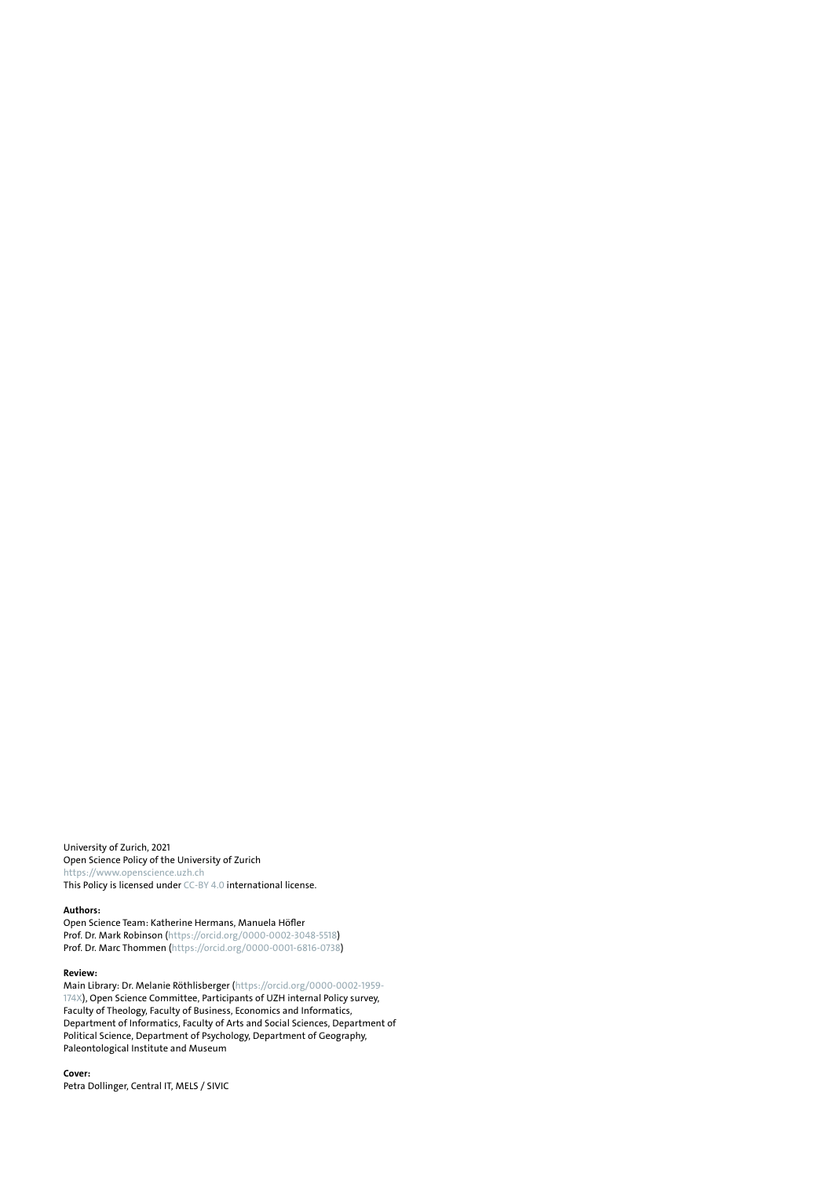University of Zurich, 2021
Open Science Policy of the University of Zurich
https://www.openscience.uzh.ch
This Policy is licensed under CC-BY 4.0 international license.

**Authors:**
Open Science Team: Katherine Hermans, Manuela Höfler
Prof. Dr. Mark Robinson (https://orcid.org/0000-0002-3048-5518)
Prof. Dr. Marc Thommen (https://orcid.org/0000-0001-6816-0738)

**Review:**
Main Library: Dr. Melanie Röthlisberger (https://orcid.org/0000-0002-1959-174X), Open Science Committee, Participants of UZH internal Policy survey, Faculty of Theology, Faculty of Business, Economics and Informatics, Department of Informatics, Faculty of Arts and Social Sciences, Department of Political Science, Department of Psychology, Department of Geography, Paleontological Institute and Museum

**Cover:**
Petra Dollinger, Central IT, MELS / SIVIC